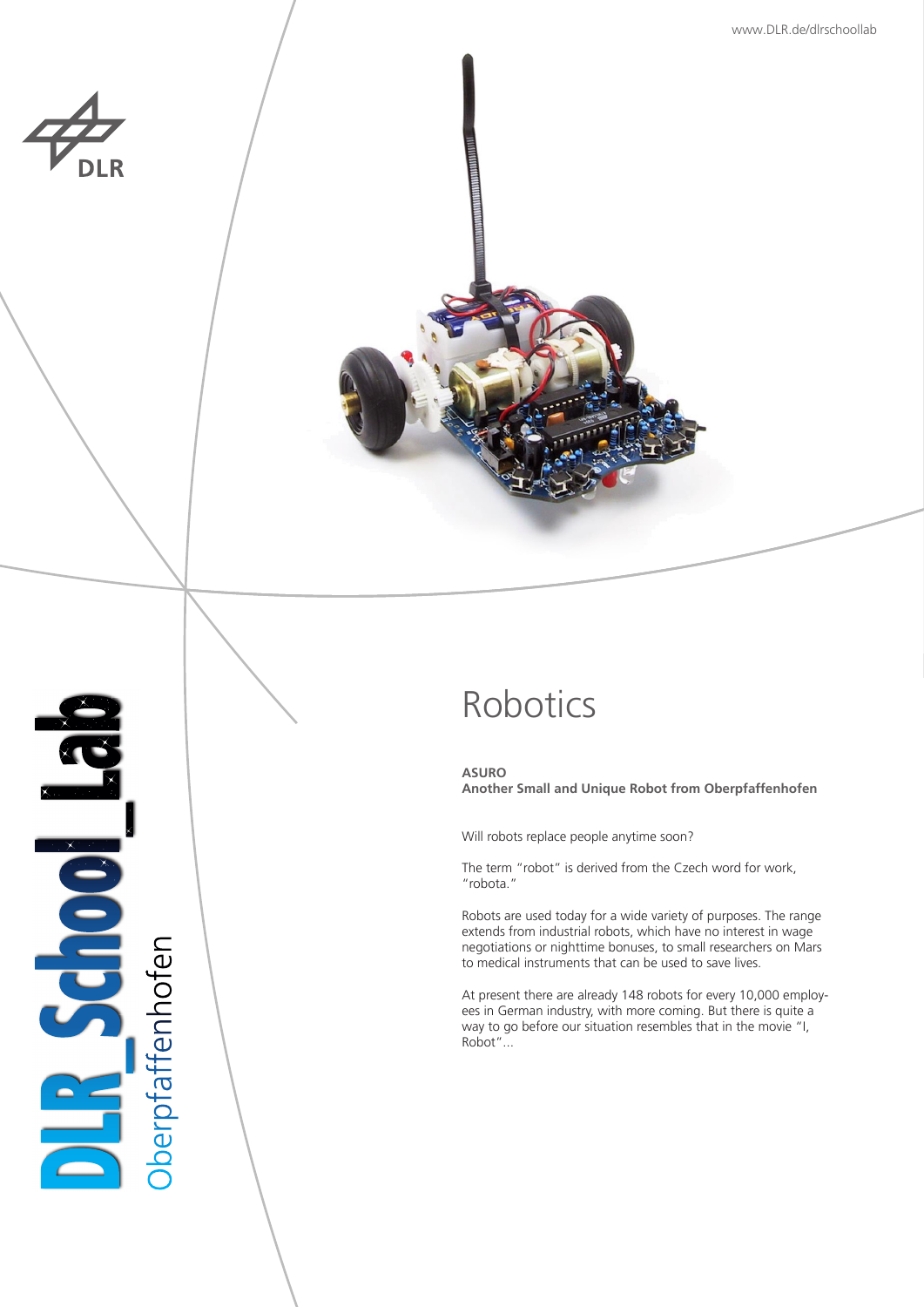www.DLR.de/dlrschoollab

DLR

DLR_School_Lab Oberpfaffenhofen

# Robotics

**ASURO**
**Another Small and Unique Robot from Oberpfaffenhofen**

Will robots replace people anytime soon?

The term "robot" is derived from the Czech word for work, "robota."

Robots are used today for a wide variety of purposes. The range extends from industrial robots, which have no interest in wage negotiations or nighttime bonuses, to small researchers on Mars to medical instruments that can be used to save lives.

At present there are already 148 robots for every 10,000 employees in German industry, with more coming. But there is quite a way to go before our situation resembles that in the movie "I, Robot"...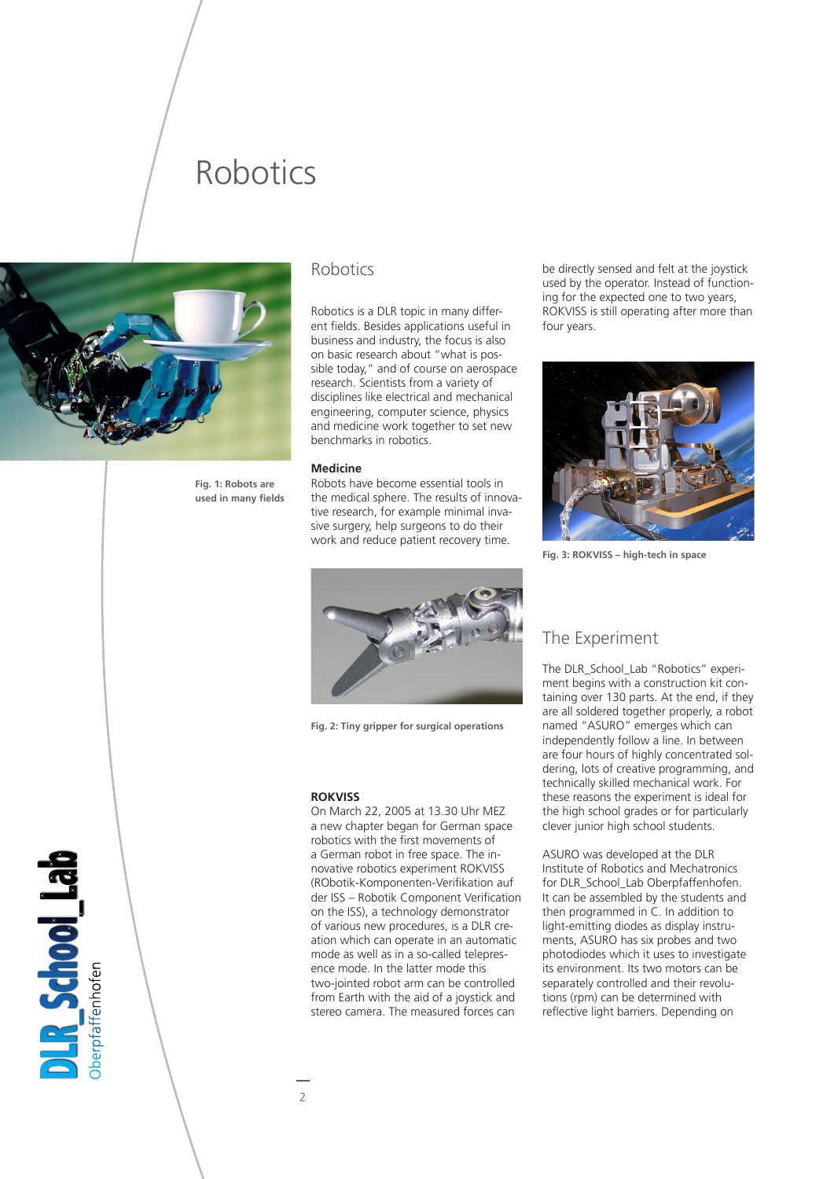# Robotics

Fig. 1: Robots are used in many fields

## Robotics

Robotics is a DLR topic in many different fields. Besides applications useful in business and industry, the focus is also on basic research about "what is possible today," and of course on aerospace research. Scientists from a variety of disciplines like electrical and mechanical engineering, computer science, physics and medicine work together to set new benchmarks in robotics.

### Medicine

Robots have become essential tools in the medical sphere. The results of innovative research, for example minimal invasive surgery, help surgeons to do their work and reduce patient recovery time.

Fig. 2: Tiny gripper for surgical operations

### ROKVISS

On March 22, 2005 at 13.30 Uhr MEZ a new chapter began for German space robotics with the first movements of a German robot in free space. The innovative robotics experiment ROKVISS (RObotik-Komponenten-Verifikation auf der ISS – Robotik Component Verification on the ISS), a technology demonstrator of various new procedures, is a DLR creation which can operate in an automatic mode as well as in a so-called telepresence mode. In the latter mode this two-jointed robot arm can be controlled from Earth with the aid of a joystick and stereo camera. The measured forces can be directly sensed and felt at the joystick used by the operator. Instead of functioning for the expected one to two years, ROKVISS is still operating after more than four years.

Fig. 3: ROKVISS – high-tech in space

## The Experiment

The DLR_School_Lab "Robotics" experiment begins with a construction kit containing over 130 parts. At the end, if they are all soldered together properly, a robot named "ASURO" emerges which can independently follow a line. In between are four hours of highly concentrated soldering, lots of creative programming, and technically skilled mechanical work. For these reasons the experiment is ideal for the high school grades or for particularly clever junior high school students.

ASURO was developed at the DLR Institute of Robotics and Mechatronics for DLR_School_Lab Oberpfaffenhofen. It can be assembled by the students and then programmed in C. In addition to light-emitting diodes as display instruments, ASURO has six probes and two photodiodes which it uses to investigate its environment. Its two motors can be separately controlled and their revolutions (rpm) can be determined with reflective light barriers. Depending on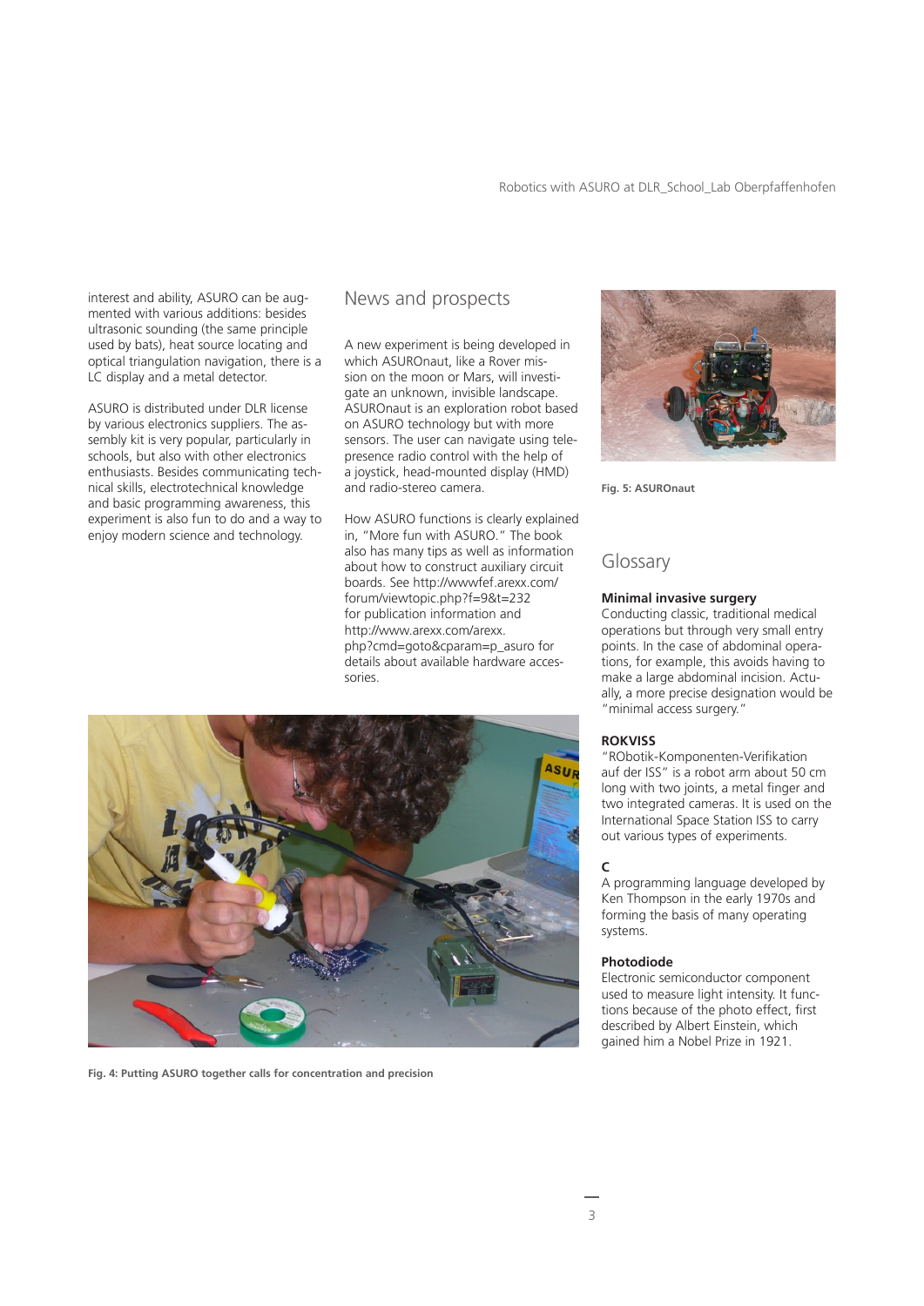interest and ability, ASURO can be augmented with various additions: besides ultrasonic sounding (the same principle used by bats), heat source locating and optical triangulation navigation, there is a LC display and a metal detector.

ASURO is distributed under DLR license by various electronics suppliers. The assembly kit is very popular, particularly in schools, but also with other electronics enthusiasts. Besides communicating technical skills, electrotechnical knowledge and basic programming awareness, this experiment is also fun to do and a way to enjoy modern science and technology.

## News and prospects

A new experiment is being developed in which ASUROnaut, like a Rover mission on the moon or Mars, will investigate an unknown, invisible landscape. ASUROnaut is an exploration robot based on ASURO technology but with more sensors. The user can navigate using telepresence radio control with the help of a joystick, head-mounted display (HMD) and radio-stereo camera.

How ASURO functions is clearly explained in, "More fun with ASURO." The book also has many tips as well as information about how to construct auxiliary circuit boards. See http://wwwfef.arexx.com/forum/viewtopic.php?f=9&t=232 for publication information and http://www.arexx.com/arexx.php?cmd=goto&cparam=p_asuro for details about available hardware accessories.

**Fig. 4: Putting ASURO together calls for concentration and precision**

**Fig. 5: ASUROnaut**

## Glossary

**Minimal invasive surgery**
Conducting classic, traditional medical operations but through very small entry points. In the case of abdominal operations, for example, this avoids having to make a large abdominal incision. Actually, a more precise designation would be "minimal access surgery."

**ROKVISS**
"RObotik-Komponenten-Verifikation auf der ISS" is a robot arm about 50 cm long with two joints, a metal finger and two integrated cameras. It is used on the International Space Station ISS to carry out various types of experiments.

**C**
A programming language developed by Ken Thompson in the early 1970s and forming the basis of many operating systems.

**Photodiode**
Electronic semiconductor component used to measure light intensity. It functions because of the photo effect, first described by Albert Einstein, which gained him a Nobel Prize in 1921.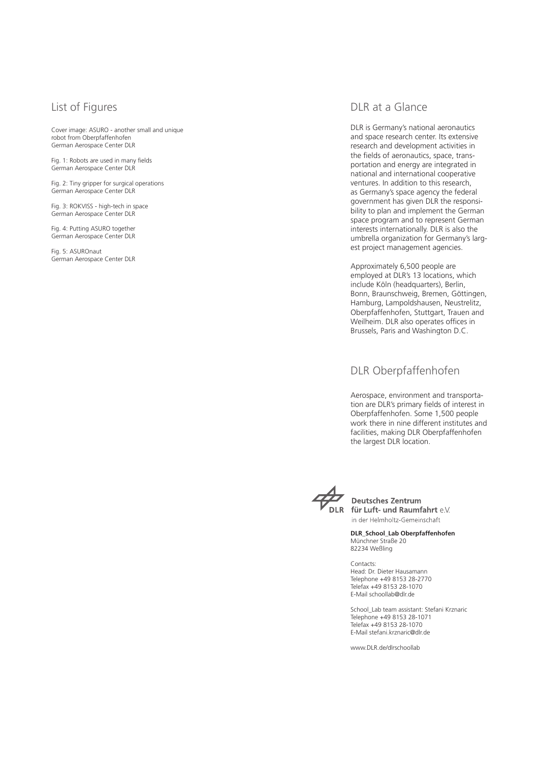## List of Figures

Cover image: ASURO - another small and unique robot from Oberpfaffenhofen
German Aerospace Center DLR

Fig. 1: Robots are used in many fields
German Aerospace Center DLR

Fig. 2: Tiny gripper for surgical operations
German Aerospace Center DLR

Fig. 3: ROKVISS - high-tech in space
German Aerospace Center DLR

Fig. 4: Putting ASURO together
German Aerospace Center DLR

Fig. 5: ASUROnaut
German Aerospace Center DLR

## DLR at a Glance

DLR is Germany's national aeronautics and space research center. Its extensive research and development activities in the fields of aeronautics, space, transportation and energy are integrated in national and international cooperative ventures. In addition to this research, as Germany's space agency the federal government has given DLR the responsibility to plan and implement the German space program and to represent German interests internationally. DLR is also the umbrella organization for Germany's largest project management agencies.

Approximately 6,500 people are employed at DLR's 13 locations, which include Köln (headquarters), Berlin, Bonn, Braunschweig, Bremen, Göttingen, Hamburg, Lampoldshausen, Neustrelitz, Oberpfaffenhofen, Stuttgart, Trauen and Weilheim. DLR also operates offices in Brussels, Paris and Washington D.C.

## DLR Oberpfaffenhofen

Aerospace, environment and transportation are DLR's primary fields of interest in Oberpfaffenhofen. Some 1,500 people work there in nine different institutes and facilities, making DLR Oberpfaffenhofen the largest DLR location.

**Deutsches Zentrum**
**für Luft- und Raumfahrt** e.V.
in der Helmholtz-Gemeinschaft

**DLR_School_Lab Oberpfaffenhofen**
Münchner Straße 20
82234 Weßling

Contacts:
Head: Dr. Dieter Hausamann
Telephone +49 8153 28-2770
Telefax +49 8153 28-1070
E-Mail schoollab@dlr.de

School_Lab team assistant: Stefani Krznaric
Telephone +49 8153 28-1071
Telefax +49 8153 28-1070
E-Mail stefani.krznaric@dlr.de

www.DLR.de/dlrschoollab